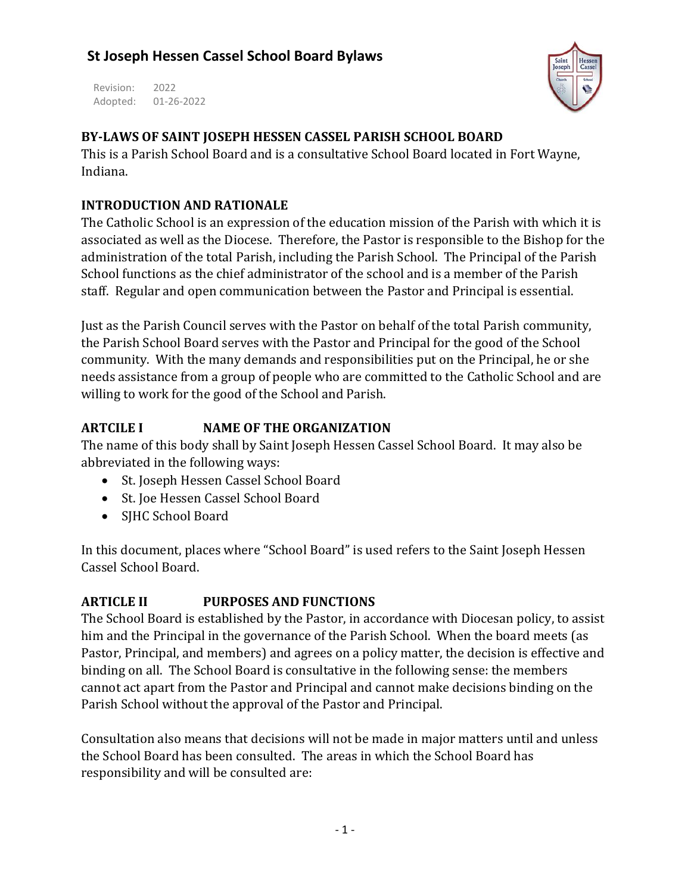# St Joseph Hessen Cassel School Board Bylaws

Revision: 2022
Adopted: 01-26-2022

## BY-LAWS OF SAINT JOSEPH HESSEN CASSEL PARISH SCHOOL BOARD

This is a Parish School Board and is a consultative School Board located in Fort Wayne, Indiana.

## INTRODUCTION AND RATIONALE

The Catholic School is an expression of the education mission of the Parish with which it is associated as well as the Diocese. Therefore, the Pastor is responsible to the Bishop for the administration of the total Parish, including the Parish School. The Principal of the Parish School functions as the chief administrator of the school and is a member of the Parish staff. Regular and open communication between the Pastor and Principal is essential.

Just as the Parish Council serves with the Pastor on behalf of the total Parish community, the Parish School Board serves with the Pastor and Principal for the good of the School community. With the many demands and responsibilities put on the Principal, he or she needs assistance from a group of people who are committed to the Catholic School and are willing to work for the good of the School and Parish.

## ARTCILE I NAME OF THE ORGANIZATION

The name of this body shall by Saint Joseph Hessen Cassel School Board. It may also be abbreviated in the following ways:

- St. Joseph Hessen Cassel School Board
- St. Joe Hessen Cassel School Board
- SJHC School Board

In this document, places where "School Board" is used refers to the Saint Joseph Hessen Cassel School Board.

## ARTICLE II PURPOSES AND FUNCTIONS

The School Board is established by the Pastor, in accordance with Diocesan policy, to assist him and the Principal in the governance of the Parish School. When the board meets (as Pastor, Principal, and members) and agrees on a policy matter, the decision is effective and binding on all. The School Board is consultative in the following sense: the members cannot act apart from the Pastor and Principal and cannot make decisions binding on the Parish School without the approval of the Pastor and Principal.

Consultation also means that decisions will not be made in major matters until and unless the School Board has been consulted. The areas in which the School Board has responsibility and will be consulted are: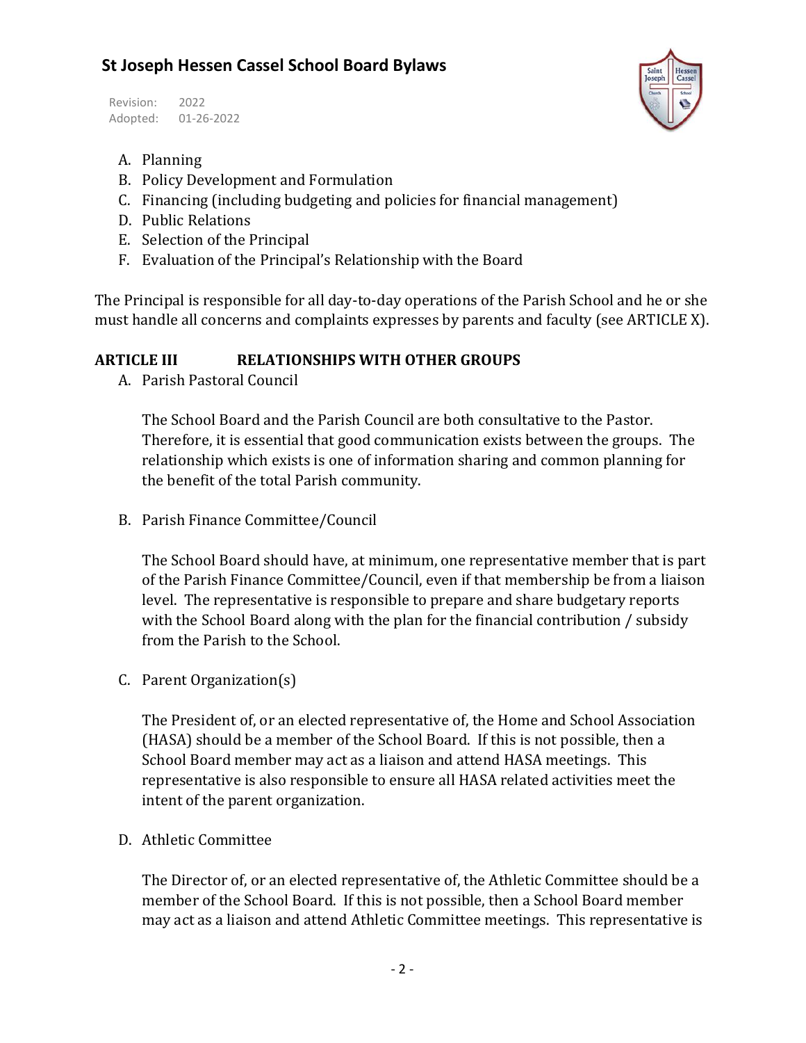A. Planning
B. Policy Development and Formulation
C. Financing (including budgeting and policies for financial management)
D. Public Relations
E. Selection of the Principal
F. Evaluation of the Principal's Relationship with the Board

The Principal is responsible for all day-to-day operations of the Parish School and he or she must handle all concerns and complaints expresses by parents and faculty (see ARTICLE X).

## ARTICLE III RELATIONSHIPS WITH OTHER GROUPS

A. Parish Pastoral Council

The School Board and the Parish Council are both consultative to the Pastor. Therefore, it is essential that good communication exists between the groups. The relationship which exists is one of information sharing and common planning for the benefit of the total Parish community.

B. Parish Finance Committee/Council

The School Board should have, at minimum, one representative member that is part of the Parish Finance Committee/Council, even if that membership be from a liaison level. The representative is responsible to prepare and share budgetary reports with the School Board along with the plan for the financial contribution / subsidy from the Parish to the School.

C. Parent Organization(s)

The President of, or an elected representative of, the Home and School Association (HASA) should be a member of the School Board. If this is not possible, then a School Board member may act as a liaison and attend HASA meetings. This representative is also responsible to ensure all HASA related activities meet the intent of the parent organization.

D. Athletic Committee

The Director of, or an elected representative of, the Athletic Committee should be a member of the School Board. If this is not possible, then a School Board member may act as a liaison and attend Athletic Committee meetings. This representative is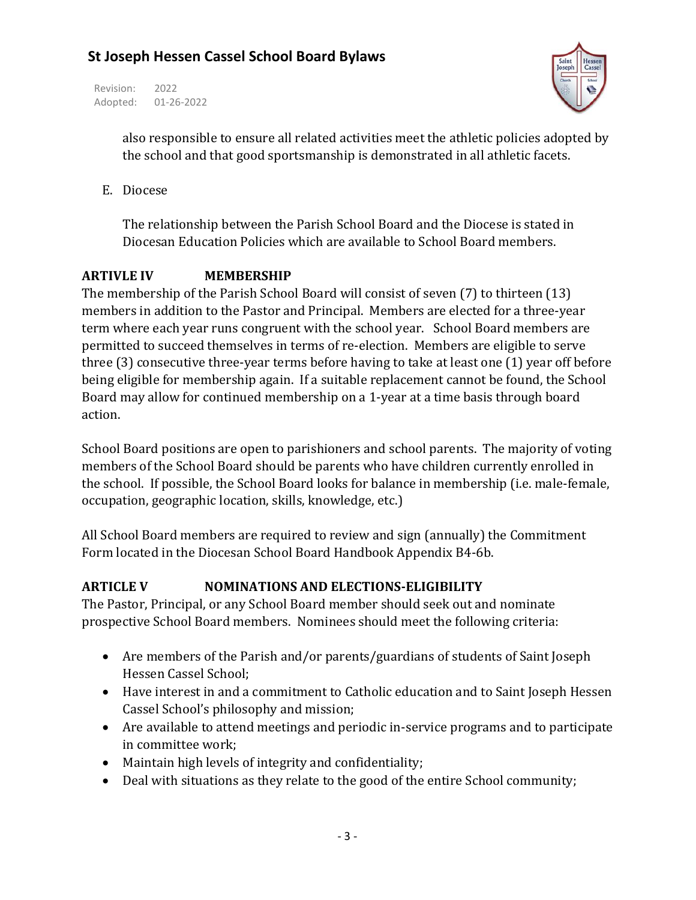also responsible to ensure all related activities meet the athletic policies adopted by the school and that good sportsmanship is demonstrated in all athletic facets.

E. Diocese

The relationship between the Parish School Board and the Diocese is stated in Diocesan Education Policies which are available to School Board members.

## ARTIVLE IV MEMBERSHIP

The membership of the Parish School Board will consist of seven (7) to thirteen (13) members in addition to the Pastor and Principal. Members are elected for a three-year term where each year runs congruent with the school year. School Board members are permitted to succeed themselves in terms of re-election. Members are eligible to serve three (3) consecutive three-year terms before having to take at least one (1) year off before being eligible for membership again. If a suitable replacement cannot be found, the School Board may allow for continued membership on a 1-year at a time basis through board action.

School Board positions are open to parishioners and school parents. The majority of voting members of the School Board should be parents who have children currently enrolled in the school. If possible, the School Board looks for balance in membership (i.e. male-female, occupation, geographic location, skills, knowledge, etc.)

All School Board members are required to review and sign (annually) the Commitment Form located in the Diocesan School Board Handbook Appendix B4-6b.

## ARTICLE V NOMINATIONS AND ELECTIONS-ELIGIBILITY

The Pastor, Principal, or any School Board member should seek out and nominate prospective School Board members. Nominees should meet the following criteria:

- Are members of the Parish and/or parents/guardians of students of Saint Joseph Hessen Cassel School;
- Have interest in and a commitment to Catholic education and to Saint Joseph Hessen Cassel School's philosophy and mission;
- Are available to attend meetings and periodic in-service programs and to participate in committee work;
- Maintain high levels of integrity and confidentiality;
- Deal with situations as they relate to the good of the entire School community;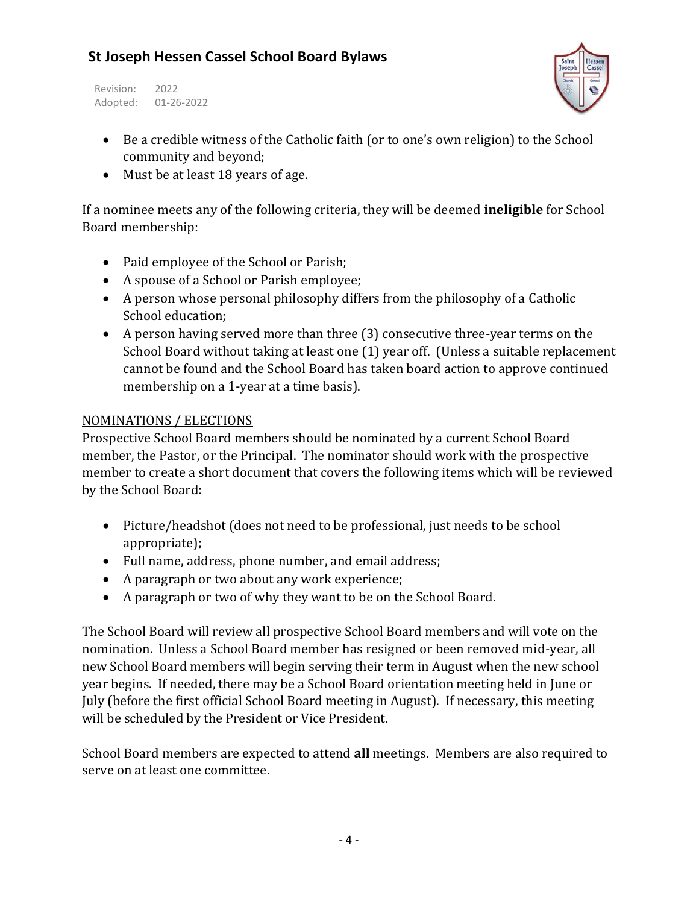- Be a credible witness of the Catholic faith (or to one's own religion) to the School community and beyond;
- Must be at least 18 years of age.

If a nominee meets any of the following criteria, they will be deemed **ineligible** for School Board membership:

- Paid employee of the School or Parish;
- A spouse of a School or Parish employee;
- A person whose personal philosophy differs from the philosophy of a Catholic School education;
- A person having served more than three (3) consecutive three-year terms on the School Board without taking at least one (1) year off. (Unless a suitable replacement cannot be found and the School Board has taken board action to approve continued membership on a 1-year at a time basis).

NOMINATIONS / ELECTIONS

Prospective School Board members should be nominated by a current School Board member, the Pastor, or the Principal. The nominator should work with the prospective member to create a short document that covers the following items which will be reviewed by the School Board:

- Picture/headshot (does not need to be professional, just needs to be school appropriate);
- Full name, address, phone number, and email address;
- A paragraph or two about any work experience;
- A paragraph or two of why they want to be on the School Board.

The School Board will review all prospective School Board members and will vote on the nomination. Unless a School Board member has resigned or been removed mid-year, all new School Board members will begin serving their term in August when the new school year begins. If needed, there may be a School Board orientation meeting held in June or July (before the first official School Board meeting in August). If necessary, this meeting will be scheduled by the President or Vice President.

School Board members are expected to attend **all** meetings. Members are also required to serve on at least one committee.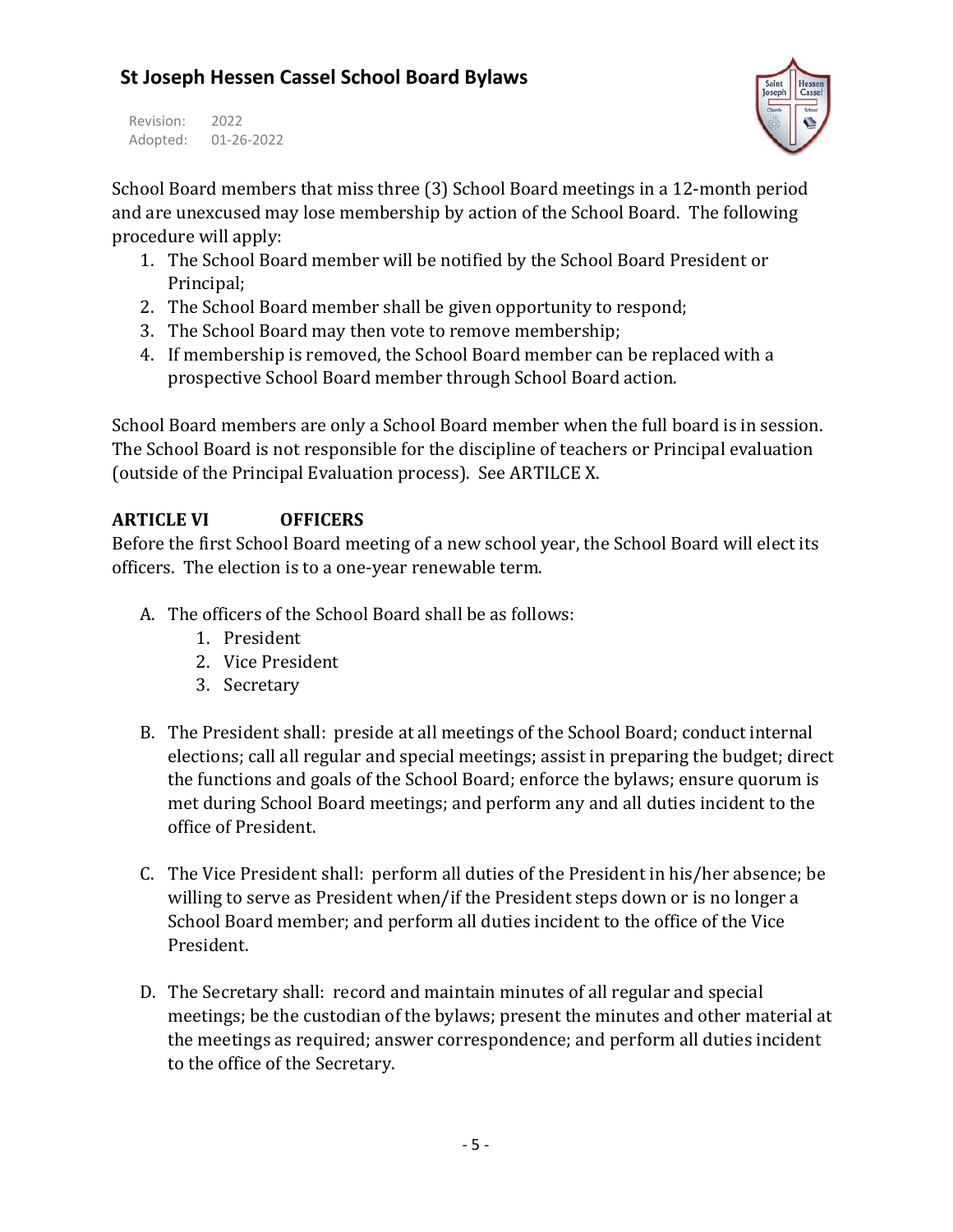School Board members that miss three (3) School Board meetings in a 12-month period and are unexcused may lose membership by action of the School Board. The following procedure will apply:

1. The School Board member will be notified by the School Board President or Principal;
2. The School Board member shall be given opportunity to respond;
3. The School Board may then vote to remove membership;
4. If membership is removed, the School Board member can be replaced with a prospective School Board member through School Board action.

School Board members are only a School Board member when the full board is in session. The School Board is not responsible for the discipline of teachers or Principal evaluation (outside of the Principal Evaluation process). See ARTILCE X.

## ARTICLE VI OFFICERS

Before the first School Board meeting of a new school year, the School Board will elect its officers. The election is to a one-year renewable term.

A. The officers of the School Board shall be as follows:
   1. President
   2. Vice President
   3. Secretary

B. The President shall: preside at all meetings of the School Board; conduct internal elections; call all regular and special meetings; assist in preparing the budget; direct the functions and goals of the School Board; enforce the bylaws; ensure quorum is met during School Board meetings; and perform any and all duties incident to the office of President.

C. The Vice President shall: perform all duties of the President in his/her absence; be willing to serve as President when/if the President steps down or is no longer a School Board member; and perform all duties incident to the office of the Vice President.

D. The Secretary shall: record and maintain minutes of all regular and special meetings; be the custodian of the bylaws; present the minutes and other material at the meetings as required; answer correspondence; and perform all duties incident to the office of the Secretary.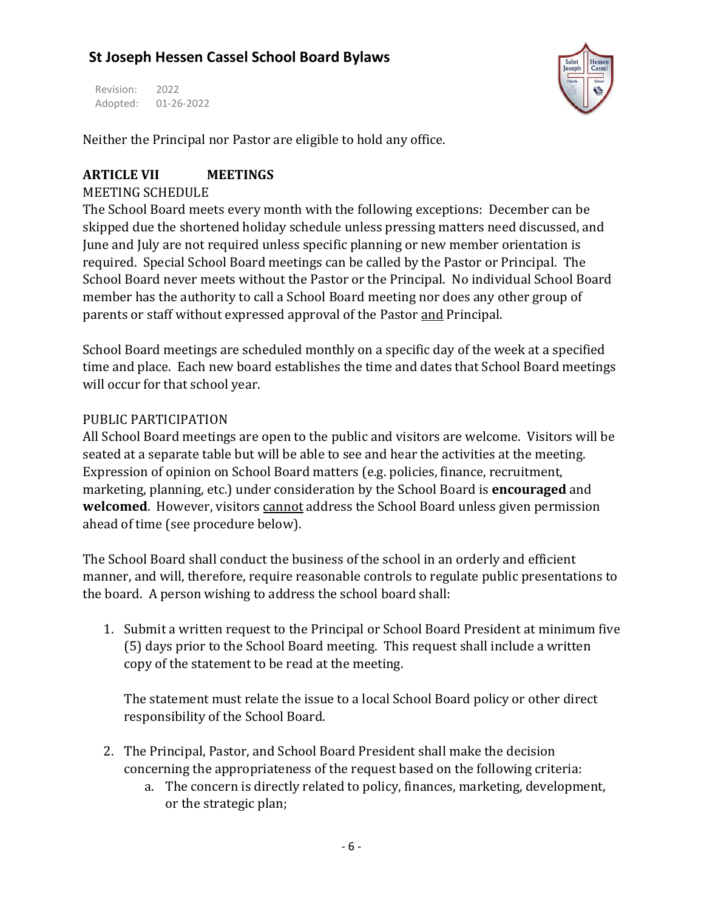Neither the Principal nor Pastor are eligible to hold any office.

## ARTICLE VII MEETINGS

MEETING SCHEDULE

The School Board meets every month with the following exceptions: December can be skipped due the shortened holiday schedule unless pressing matters need discussed, and June and July are not required unless specific planning or new member orientation is required. Special School Board meetings can be called by the Pastor or Principal. The School Board never meets without the Pastor or the Principal. No individual School Board member has the authority to call a School Board meeting nor does any other group of parents or staff without expressed approval of the Pastor <u>and</u> Principal.

School Board meetings are scheduled monthly on a specific day of the week at a specified time and place. Each new board establishes the time and dates that School Board meetings will occur for that school year.

PUBLIC PARTICIPATION

All School Board meetings are open to the public and visitors are welcome. Visitors will be seated at a separate table but will be able to see and hear the activities at the meeting. Expression of opinion on School Board matters (e.g. policies, finance, recruitment, marketing, planning, etc.) under consideration by the School Board is **encouraged** and **welcomed**. However, visitors <u>cannot</u> address the School Board unless given permission ahead of time (see procedure below).

The School Board shall conduct the business of the school in an orderly and efficient manner, and will, therefore, require reasonable controls to regulate public presentations to the board. A person wishing to address the school board shall:

1. Submit a written request to the Principal or School Board President at minimum five (5) days prior to the School Board meeting. This request shall include a written copy of the statement to be read at the meeting.

   The statement must relate the issue to a local School Board policy or other direct responsibility of the School Board.

2. The Principal, Pastor, and School Board President shall make the decision concerning the appropriateness of the request based on the following criteria:
   a. The concern is directly related to policy, finances, marketing, development, or the strategic plan;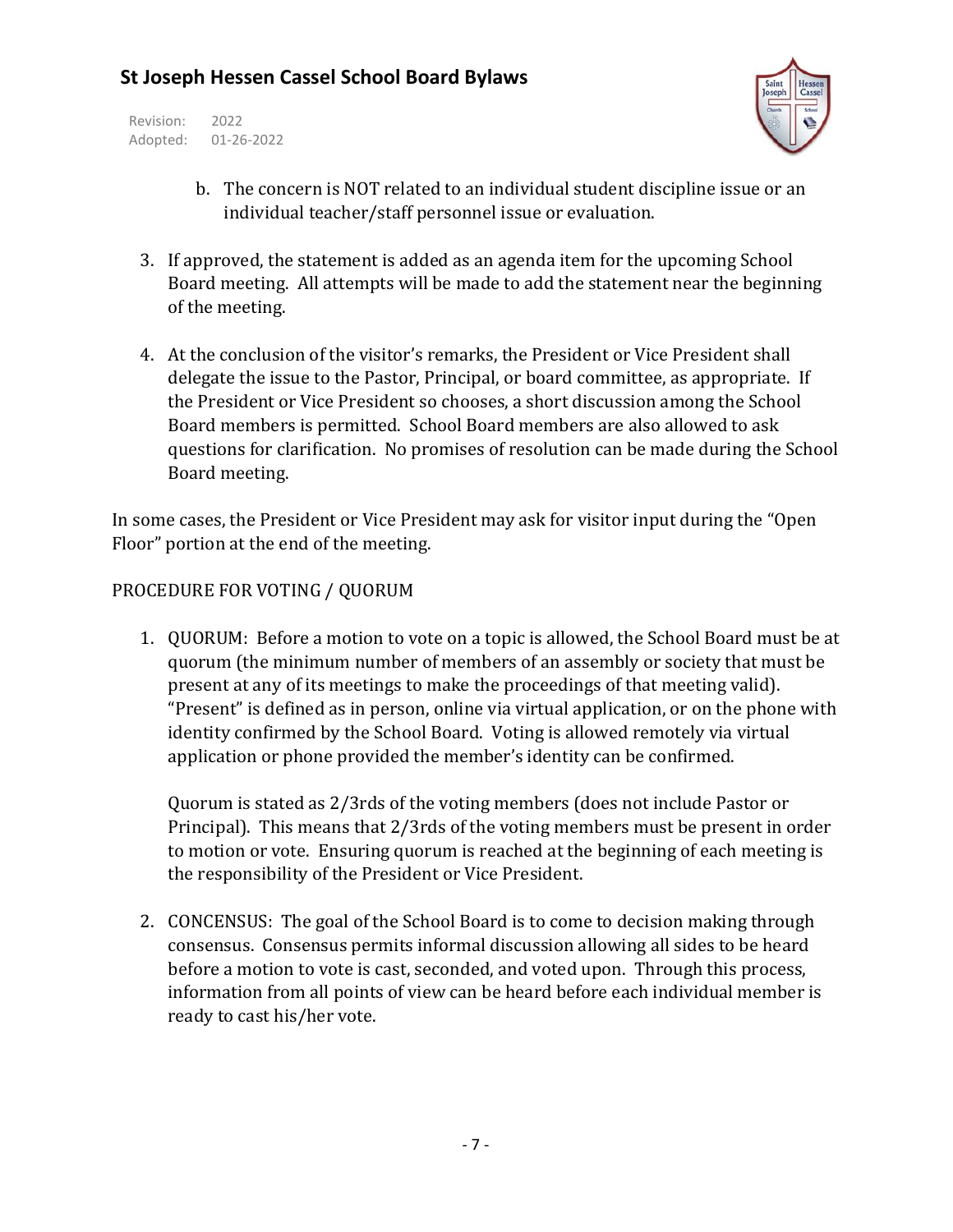b. The concern is NOT related to an individual student discipline issue or an individual teacher/staff personnel issue or evaluation.

3. If approved, the statement is added as an agenda item for the upcoming School Board meeting. All attempts will be made to add the statement near the beginning of the meeting.

4. At the conclusion of the visitor's remarks, the President or Vice President shall delegate the issue to the Pastor, Principal, or board committee, as appropriate. If the President or Vice President so chooses, a short discussion among the School Board members is permitted. School Board members are also allowed to ask questions for clarification. No promises of resolution can be made during the School Board meeting.

In some cases, the President or Vice President may ask for visitor input during the "Open Floor" portion at the end of the meeting.

PROCEDURE FOR VOTING / QUORUM

1. QUORUM: Before a motion to vote on a topic is allowed, the School Board must be at quorum (the minimum number of members of an assembly or society that must be present at any of its meetings to make the proceedings of that meeting valid). "Present" is defined as in person, online via virtual application, or on the phone with identity confirmed by the School Board. Voting is allowed remotely via virtual application or phone provided the member's identity can be confirmed.

   Quorum is stated as 2/3rds of the voting members (does not include Pastor or Principal). This means that 2/3rds of the voting members must be present in order to motion or vote. Ensuring quorum is reached at the beginning of each meeting is the responsibility of the President or Vice President.

2. CONCENSUS: The goal of the School Board is to come to decision making through consensus. Consensus permits informal discussion allowing all sides to be heard before a motion to vote is cast, seconded, and voted upon. Through this process, information from all points of view can be heard before each individual member is ready to cast his/her vote.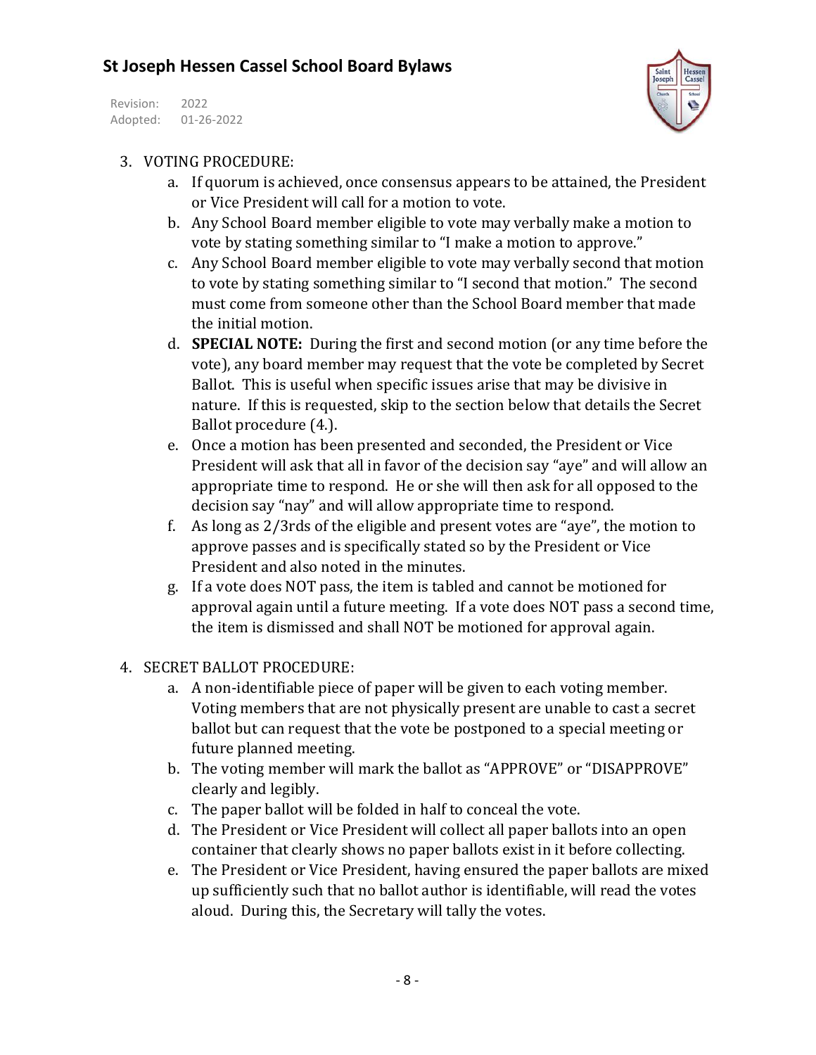3. VOTING PROCEDURE:
    a. If quorum is achieved, once consensus appears to be attained, the President or Vice President will call for a motion to vote.
    b. Any School Board member eligible to vote may verbally make a motion to vote by stating something similar to "I make a motion to approve."
    c. Any School Board member eligible to vote may verbally second that motion to vote by stating something similar to "I second that motion." The second must come from someone other than the School Board member that made the initial motion.
    d. **SPECIAL NOTE:** During the first and second motion (or any time before the vote), any board member may request that the vote be completed by Secret Ballot. This is useful when specific issues arise that may be divisive in nature. If this is requested, skip to the section below that details the Secret Ballot procedure (4.).
    e. Once a motion has been presented and seconded, the President or Vice President will ask that all in favor of the decision say "aye" and will allow an appropriate time to respond. He or she will then ask for all opposed to the decision say "nay" and will allow appropriate time to respond.
    f. As long as 2/3rds of the eligible and present votes are "aye", the motion to approve passes and is specifically stated so by the President or Vice President and also noted in the minutes.
    g. If a vote does NOT pass, the item is tabled and cannot be motioned for approval again until a future meeting. If a vote does NOT pass a second time, the item is dismissed and shall NOT be motioned for approval again.

4. SECRET BALLOT PROCEDURE:
    a. A non-identifiable piece of paper will be given to each voting member. Voting members that are not physically present are unable to cast a secret ballot but can request that the vote be postponed to a special meeting or future planned meeting.
    b. The voting member will mark the ballot as "APPROVE" or "DISAPPROVE" clearly and legibly.
    c. The paper ballot will be folded in half to conceal the vote.
    d. The President or Vice President will collect all paper ballots into an open container that clearly shows no paper ballots exist in it before collecting.
    e. The President or Vice President, having ensured the paper ballots are mixed up sufficiently such that no ballot author is identifiable, will read the votes aloud. During this, the Secretary will tally the votes.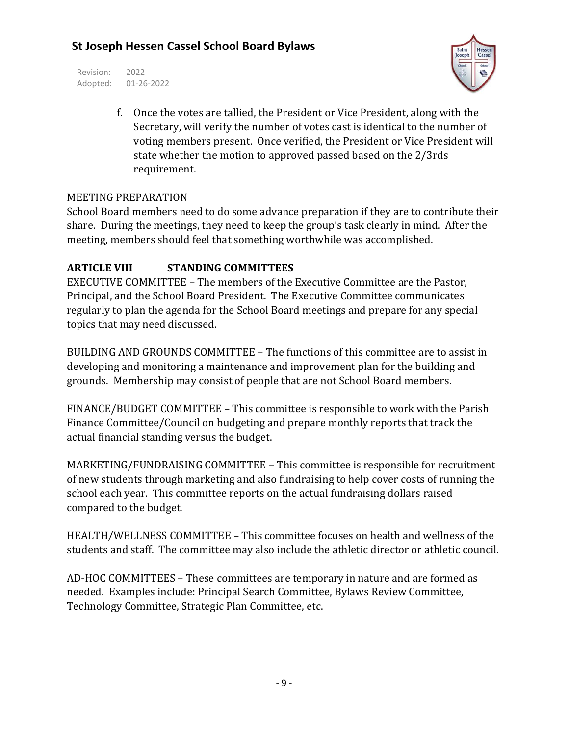f. Once the votes are tallied, the President or Vice President, along with the Secretary, will verify the number of votes cast is identical to the number of voting members present. Once verified, the President or Vice President will state whether the motion to approved passed based on the 2/3rds requirement.

MEETING PREPARATION

School Board members need to do some advance preparation if they are to contribute their share. During the meetings, they need to keep the group's task clearly in mind. After the meeting, members should feel that something worthwhile was accomplished.

## ARTICLE VIII STANDING COMMITTEES

EXECUTIVE COMMITTEE – The members of the Executive Committee are the Pastor, Principal, and the School Board President. The Executive Committee communicates regularly to plan the agenda for the School Board meetings and prepare for any special topics that may need discussed.

BUILDING AND GROUNDS COMMITTEE – The functions of this committee are to assist in developing and monitoring a maintenance and improvement plan for the building and grounds. Membership may consist of people that are not School Board members.

FINANCE/BUDGET COMMITTEE – This committee is responsible to work with the Parish Finance Committee/Council on budgeting and prepare monthly reports that track the actual financial standing versus the budget.

MARKETING/FUNDRAISING COMMITTEE – This committee is responsible for recruitment of new students through marketing and also fundraising to help cover costs of running the school each year. This committee reports on the actual fundraising dollars raised compared to the budget.

HEALTH/WELLNESS COMMITTEE – This committee focuses on health and wellness of the students and staff. The committee may also include the athletic director or athletic council.

AD-HOC COMMITTEES – These committees are temporary in nature and are formed as needed. Examples include: Principal Search Committee, Bylaws Review Committee, Technology Committee, Strategic Plan Committee, etc.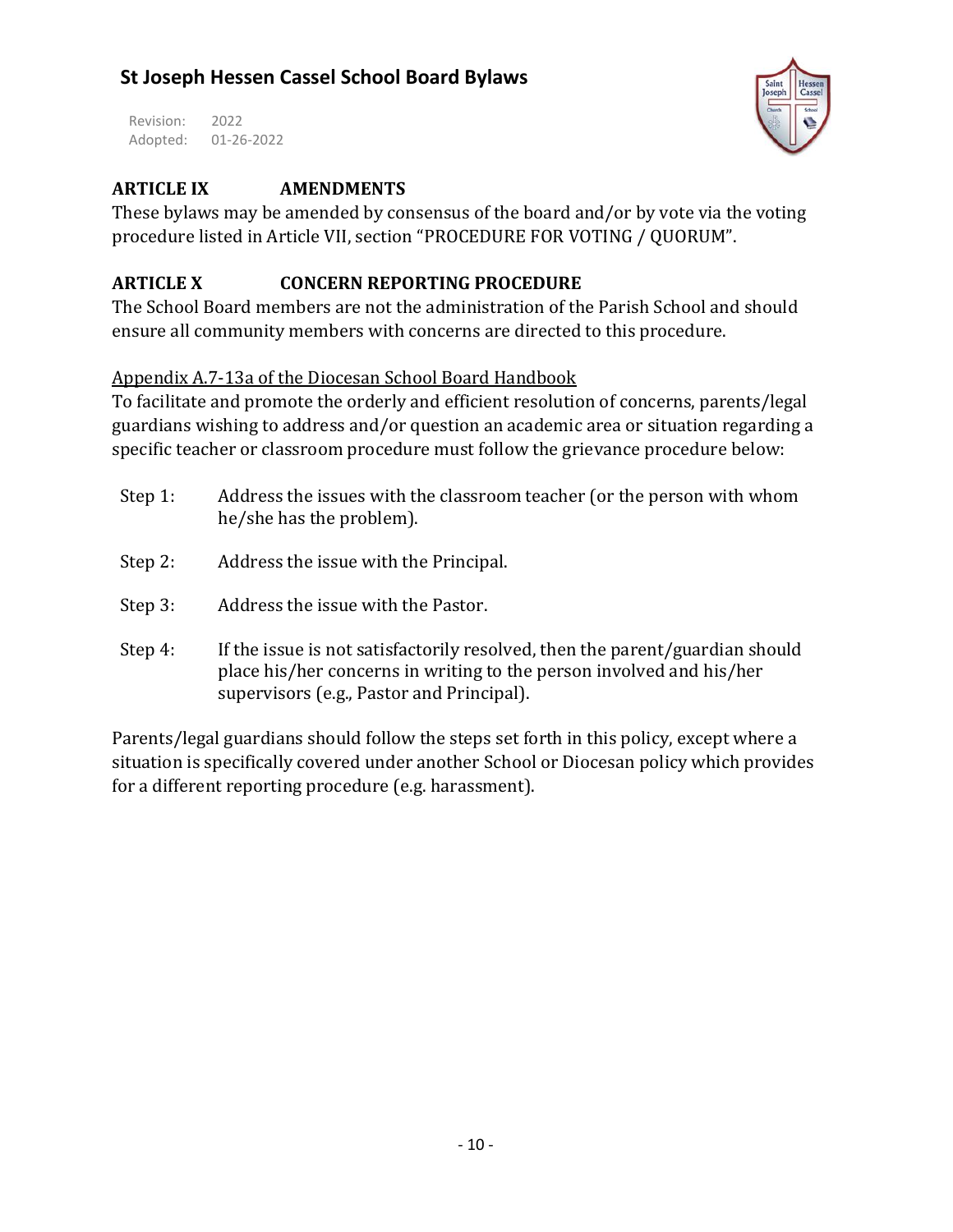## ARTICLE IX AMENDMENTS

These bylaws may be amended by consensus of the board and/or by vote via the voting procedure listed in Article VII, section "PROCEDURE FOR VOTING / QUORUM".

## ARTICLE X CONCERN REPORTING PROCEDURE

The School Board members are not the administration of the Parish School and should ensure all community members with concerns are directed to this procedure.

Appendix A.7-13a of the Diocesan School Board Handbook

To facilitate and promote the orderly and efficient resolution of concerns, parents/legal guardians wishing to address and/or question an academic area or situation regarding a specific teacher or classroom procedure must follow the grievance procedure below:

Step 1: Address the issues with the classroom teacher (or the person with whom he/she has the problem).

Step 2: Address the issue with the Principal.

Step 3: Address the issue with the Pastor.

Step 4: If the issue is not satisfactorily resolved, then the parent/guardian should place his/her concerns in writing to the person involved and his/her supervisors (e.g., Pastor and Principal).

Parents/legal guardians should follow the steps set forth in this policy, except where a situation is specifically covered under another School or Diocesan policy which provides for a different reporting procedure (e.g. harassment).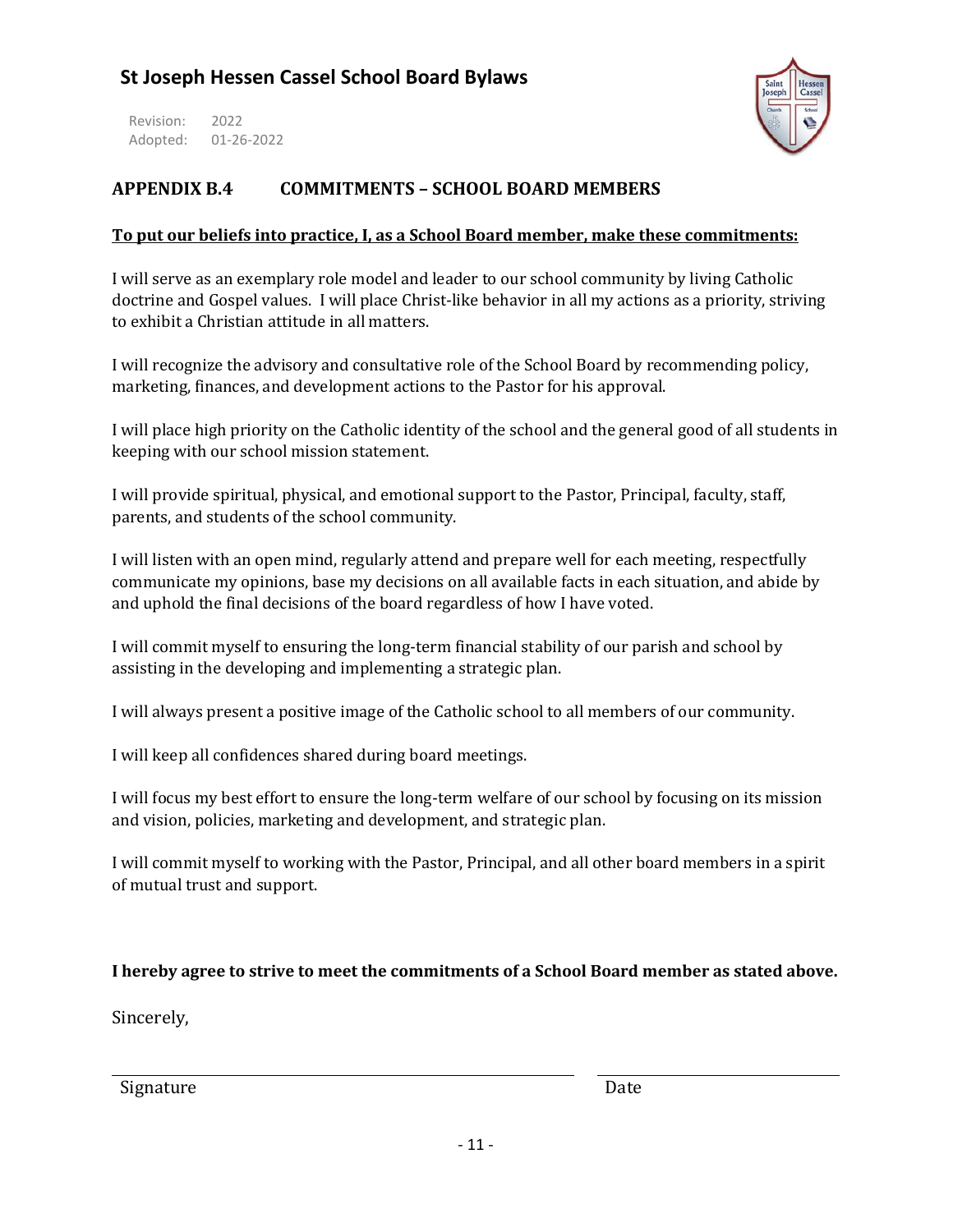## APPENDIX B.4 COMMITMENTS – SCHOOL BOARD MEMBERS

**To put our beliefs into practice, I, as a School Board member, make these commitments:**

I will serve as an exemplary role model and leader to our school community by living Catholic doctrine and Gospel values. I will place Christ-like behavior in all my actions as a priority, striving to exhibit a Christian attitude in all matters.

I will recognize the advisory and consultative role of the School Board by recommending policy, marketing, finances, and development actions to the Pastor for his approval.

I will place high priority on the Catholic identity of the school and the general good of all students in keeping with our school mission statement.

I will provide spiritual, physical, and emotional support to the Pastor, Principal, faculty, staff, parents, and students of the school community.

I will listen with an open mind, regularly attend and prepare well for each meeting, respectfully communicate my opinions, base my decisions on all available facts in each situation, and abide by and uphold the final decisions of the board regardless of how I have voted.

I will commit myself to ensuring the long-term financial stability of our parish and school by assisting in the developing and implementing a strategic plan.

I will always present a positive image of the Catholic school to all members of our community.

I will keep all confidences shared during board meetings.

I will focus my best effort to ensure the long-term welfare of our school by focusing on its mission and vision, policies, marketing and development, and strategic plan.

I will commit myself to working with the Pastor, Principal, and all other board members in a spirit of mutual trust and support.

**I hereby agree to strive to meet the commitments of a School Board member as stated above.**

Sincerely,

Signature

Date